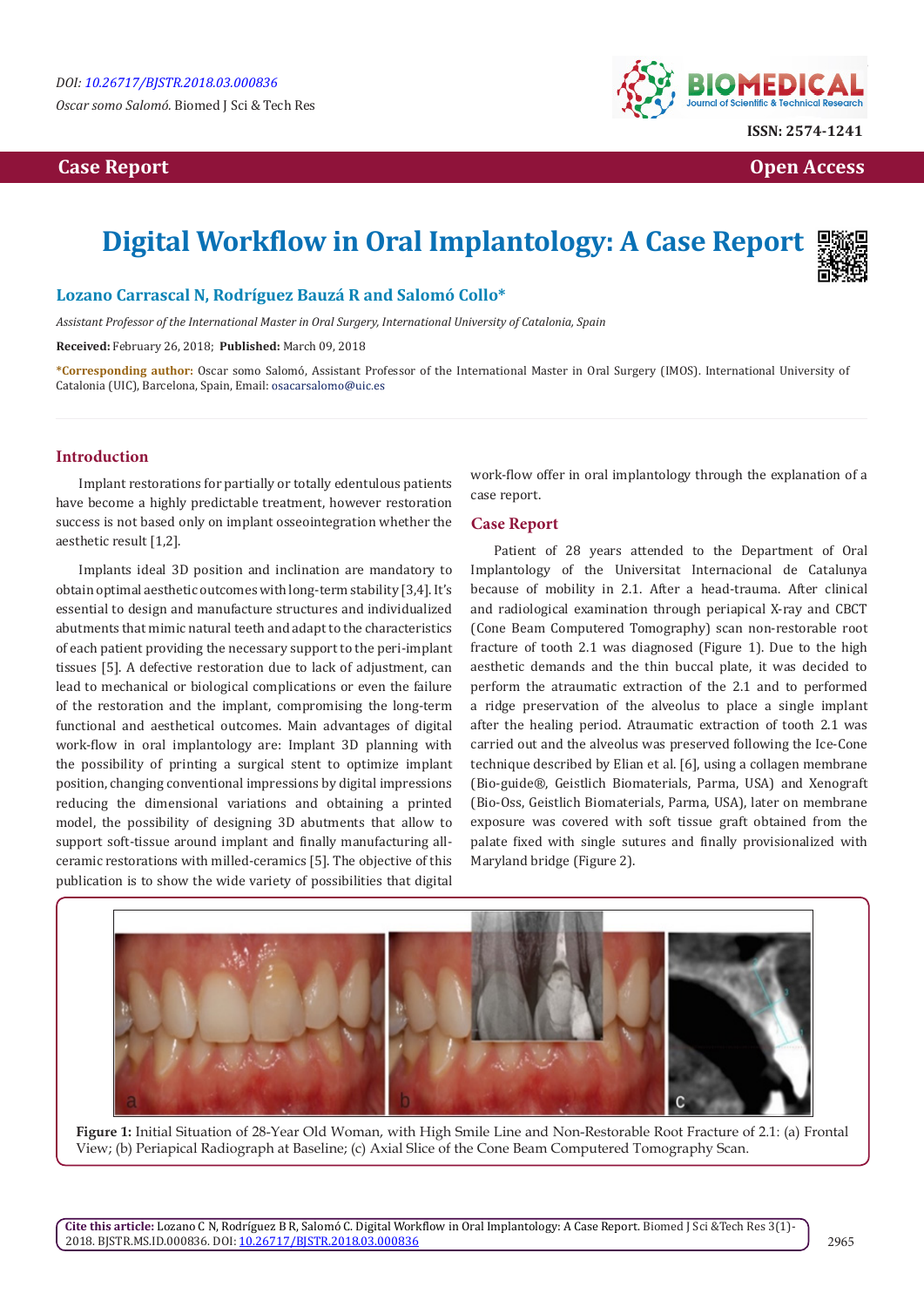Case Report

Open Access

# Digital Workflow in Oral Implantology: A Case Report

**Lozano Carrascal N, Rodríguez Bauzá R and Salomó Collo***

*Assistant Professor of the International Master in Oral Surgery, International University of Catalonia, Spain*

**Received:** February 26, 2018; **Published:** March 09, 2018

***Corresponding author:** Oscar somo Salomó, Assistant Professor of the International Master in Oral Surgery (IMOS). International University of Catalonia (UIC), Barcelona, Spain, Email: osacarsalomo@uic.es

## Introduction

Implant restorations for partially or totally edentulous patients have become a highly predictable treatment, however restoration success is not based only on implant osseointegration whether the aesthetic result [1,2].

Implants ideal 3D position and inclination are mandatory to obtain optimal aesthetic outcomes with long-term stability [3,4]. It's essential to design and manufacture structures and individualized abutments that mimic natural teeth and adapt to the characteristics of each patient providing the necessary support to the peri-implant tissues [5]. A defective restoration due to lack of adjustment, can lead to mechanical or biological complications or even the failure of the restoration and the implant, compromising the long-term functional and aesthetical outcomes. Main advantages of digital work-flow in oral implantology are: Implant 3D planning with the possibility of printing a surgical stent to optimize implant position, changing conventional impressions by digital impressions reducing the dimensional variations and obtaining a printed model, the possibility of designing 3D abutments that allow to support soft-tissue around implant and finally manufacturing all-ceramic restorations with milled-ceramics [5]. The objective of this publication is to show the wide variety of possibilities that digital work-flow offer in oral implantology through the explanation of a case report.

## Case Report

Patient of 28 years attended to the Department of Oral Implantology of the Universitat Internacional de Catalunya because of mobility in 2.1. After a head-trauma. After clinical and radiological examination through periapical X-ray and CBCT (Cone Beam Computered Tomography) scan non-restorable root fracture of tooth 2.1 was diagnosed (Figure 1). Due to the high aesthetic demands and the thin buccal plate, it was decided to perform the atraumatic extraction of the 2.1 and to performed a ridge preservation of the alveolus to place a single implant after the healing period. Atraumatic extraction of tooth 2.1 was carried out and the alveolus was preserved following the Ice-Cone technique described by Elian et al. [6], using a collagen membrane (Bio-guide®, Geistlich Biomaterials, Parma, USA) and Xenograft (Bio-Oss, Geistlich Biomaterials, Parma, USA), later on membrane exposure was covered with soft tissue graft obtained from the palate fixed with single sutures and finally provisionalized with Maryland bridge (Figure 2).

**Figure 1:** Initial Situation of 28-Year Old Woman, with High Smile Line and Non-Restorable Root Fracture of 2.1: (a) Frontal View; (b) Periapical Radiograph at Baseline; (c) Axial Slice of the Cone Beam Computered Tomography Scan.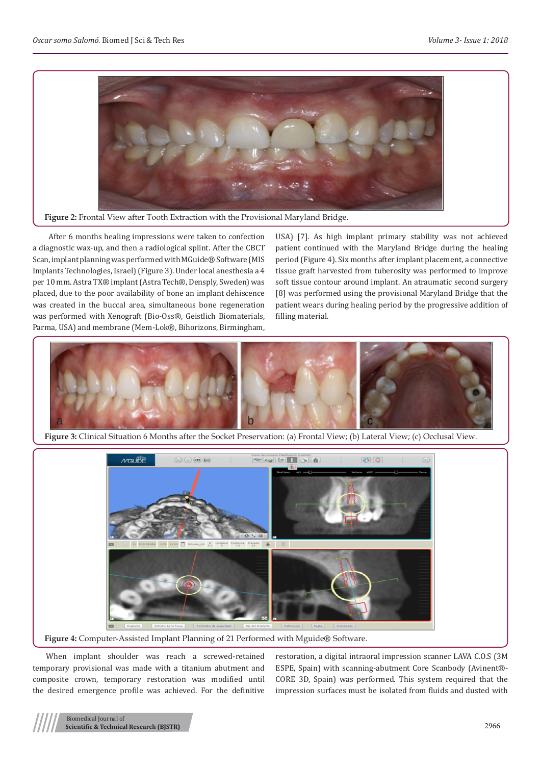Figure 2: Frontal View after Tooth Extraction with the Provisional Maryland Bridge.

After 6 months healing impressions were taken to confection a diagnostic wax-up, and then a radiological splint. After the CBCT Scan, implant planning was performed with MGuide® Software (MIS Implants Technologies, Israel) (Figure 3). Under local anesthesia a 4 per 10 mm. Astra TX® implant (Astra Tech®, Densply, Sweden) was placed, due to the poor availability of bone an implant dehiscence was created in the buccal area, simultaneous bone regeneration was performed with Xenograft (Bio-Oss®, Geistlich Biomaterials, Parma, USA) and membrane (Mem-Lok®, Bihorizons, Birmingham, USA) [7]. As high implant primary stability was not achieved patient continued with the Maryland Bridge during the healing period (Figure 4). Six months after implant placement, a connective tissue graft harvested from tuberosity was performed to improve soft tissue contour around implant. An atraumatic second surgery [8] was performed using the provisional Maryland Bridge that the patient wears during healing period by the progressive addition of filling material.

Figure 3: Clinical Situation 6 Months after the Socket Preservation: (a) Frontal View; (b) Lateral View; (c) Occlusal View.

Figure 4: Computer-Assisted Implant Planning of 21 Performed with Mguide® Software.

When implant shoulder was reach a screwed-retained temporary provisional was made with a titanium abutment and composite crown, temporary restoration was modified until the desired emergence profile was achieved. For the definitive restoration, a digital intraoral impression scanner LAVA C.O.S (3M ESPE, Spain) with scanning-abutment Core Scanbody (Avinent®-CORE 3D, Spain) was performed. This system required that the impression surfaces must be isolated from fluids and dusted with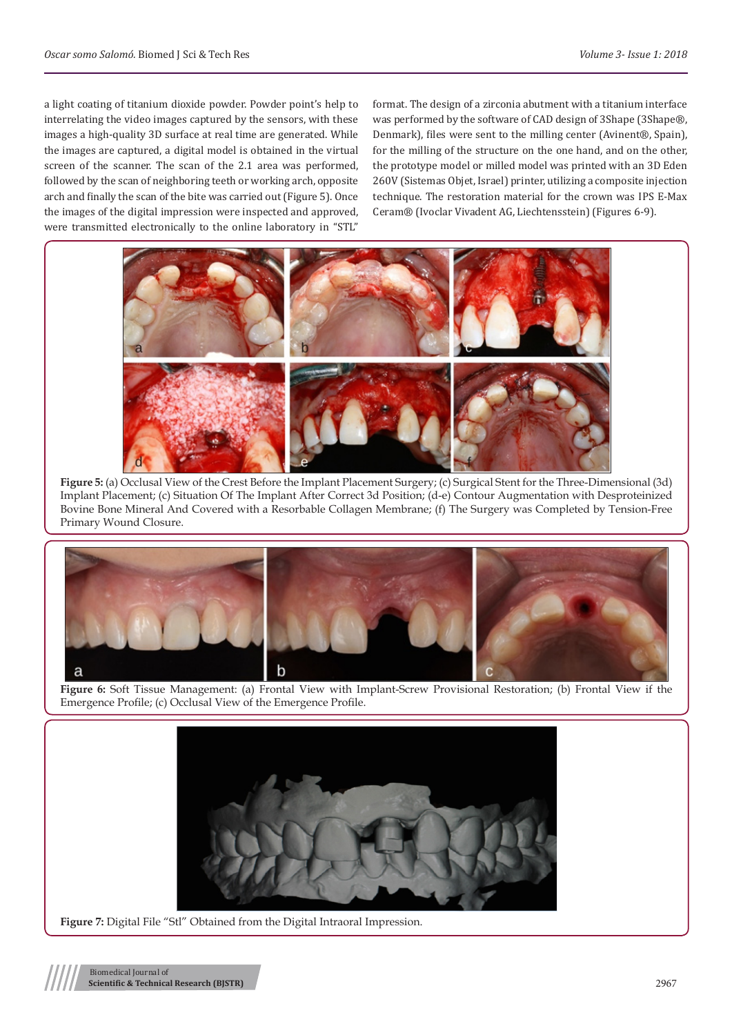a light coating of titanium dioxide powder. Powder point's help to interrelating the video images captured by the sensors, with these images a high-quality 3D surface at real time are generated. While the images are captured, a digital model is obtained in the virtual screen of the scanner. The scan of the 2.1 area was performed, followed by the scan of neighboring teeth or working arch, opposite arch and finally the scan of the bite was carried out (Figure 5). Once the images of the digital impression were inspected and approved, were transmitted electronically to the online laboratory in "STL" format. The design of a zirconia abutment with a titanium interface was performed by the software of CAD design of 3Shape (3Shape®, Denmark), files were sent to the milling center (Avinent®, Spain), for the milling of the structure on the one hand, and on the other, the prototype model or milled model was printed with an 3D Eden 260V (Sistemas Objet, Israel) printer, utilizing a composite injection technique. The restoration material for the crown was IPS E-Max Ceram® (Ivoclar Vivadent AG, Liechtensstein) (Figures 6-9).

**Figure 5:** (a) Occlusal View of the Crest Before the Implant Placement Surgery; (c) Surgical Stent for the Three-Dimensional (3d) Implant Placement; (c) Situation Of The Implant After Correct 3d Position; (d-e) Contour Augmentation with Desproteinized Bovine Bone Mineral And Covered with a Resorbable Collagen Membrane; (f) The Surgery was Completed by Tension-Free Primary Wound Closure.

**Figure 6:** Soft Tissue Management: (a) Frontal View with Implant-Screw Provisional Restoration; (b) Frontal View if the Emergence Profile; (c) Occlusal View of the Emergence Profile.

**Figure 7:** Digital File "Stl" Obtained from the Digital Intraoral Impression.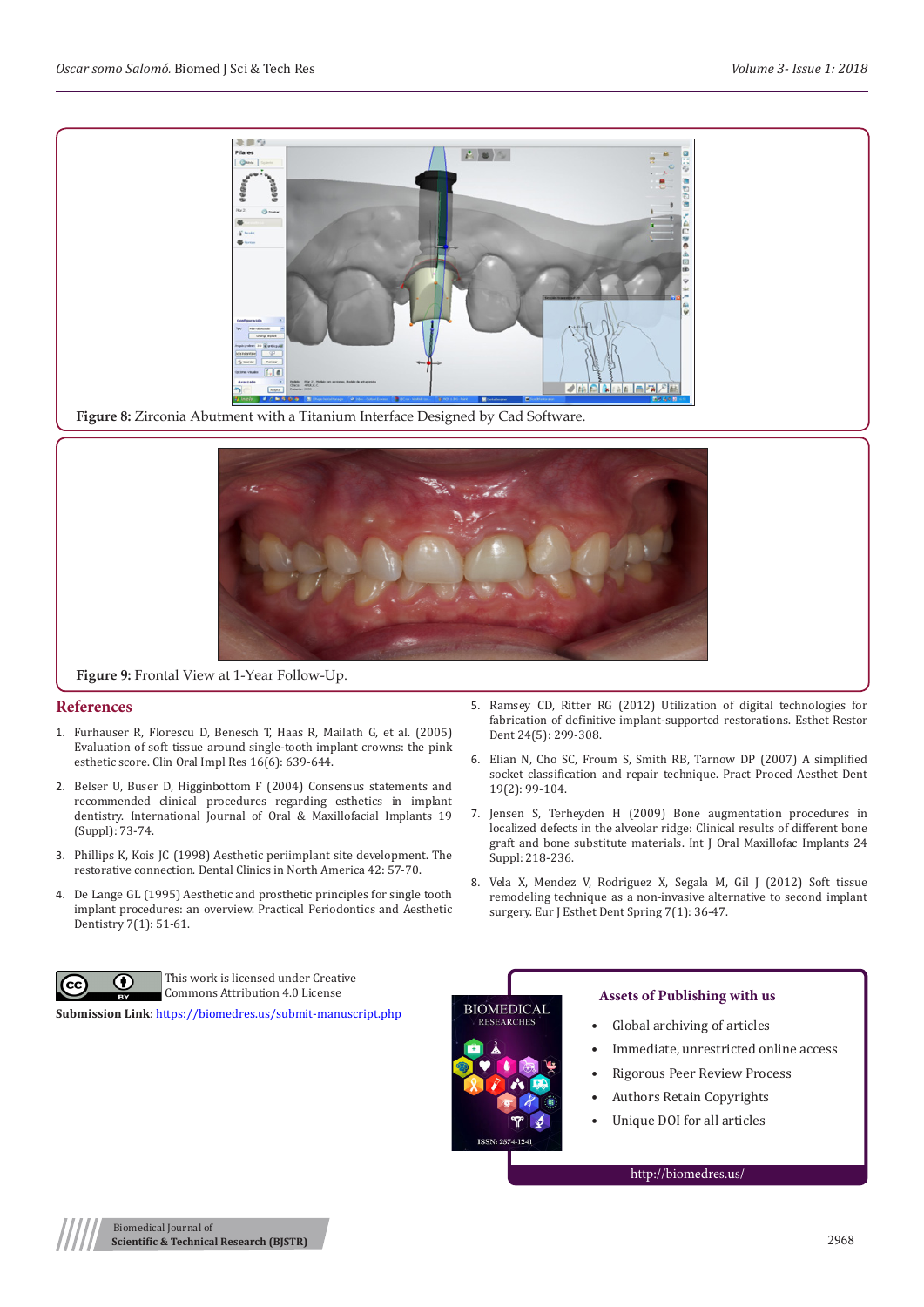Figure 8: Zirconia Abutment with a Titanium Interface Designed by Cad Software.

Figure 9: Frontal View at 1-Year Follow-Up.

## References

1. Furhauser R, Florescu D, Benesch T, Haas R, Mailath G, et al. (2005) Evaluation of soft tissue around single-tooth implant crowns: the pink esthetic score. Clin Oral Impl Res 16(6): 639-644.
2. Belser U, Buser D, Higginbottom F (2004) Consensus statements and recommended clinical procedures regarding esthetics in implant dentistry. International Journal of Oral & Maxillofacial Implants 19 (Suppl): 73-74.
3. Phillips K, Kois JC (1998) Aesthetic periimplant site development. The restorative connection. Dental Clinics in North America 42: 57-70.
4. De Lange GL (1995) Aesthetic and prosthetic principles for single tooth implant procedures: an overview. Practical Periodontics and Aesthetic Dentistry 7(1): 51-61.
5. Ramsey CD, Ritter RG (2012) Utilization of digital technologies for fabrication of definitive implant-supported restorations. Esthet Restor Dent 24(5): 299-308.
6. Elian N, Cho SC, Froum S, Smith RB, Tarnow DP (2007) A simplified socket classification and repair technique. Pract Proced Aesthet Dent 19(2): 99-104.
7. Jensen S, Terheyden H (2009) Bone augmentation procedures in localized defects in the alveolar ridge: Clinical results of different bone graft and bone substitute materials. Int J Oral Maxillofac Implants 24 Suppl: 218-236.
8. Vela X, Mendez V, Rodriguez X, Segala M, Gil J (2012) Soft tissue remodeling technique as a non-invasive alternative to second implant surgery. Eur J Esthet Dent Spring 7(1): 36-47.

This work is licensed under Creative Commons Attribution 4.0 License

**Submission Link**: https://biomedres.us/submit-manuscript.php

### Assets of Publishing with us

- Global archiving of articles
- Immediate, unrestricted online access
- Rigorous Peer Review Process
- Authors Retain Copyrights
- Unique DOI for all articles

http://biomedres.us/